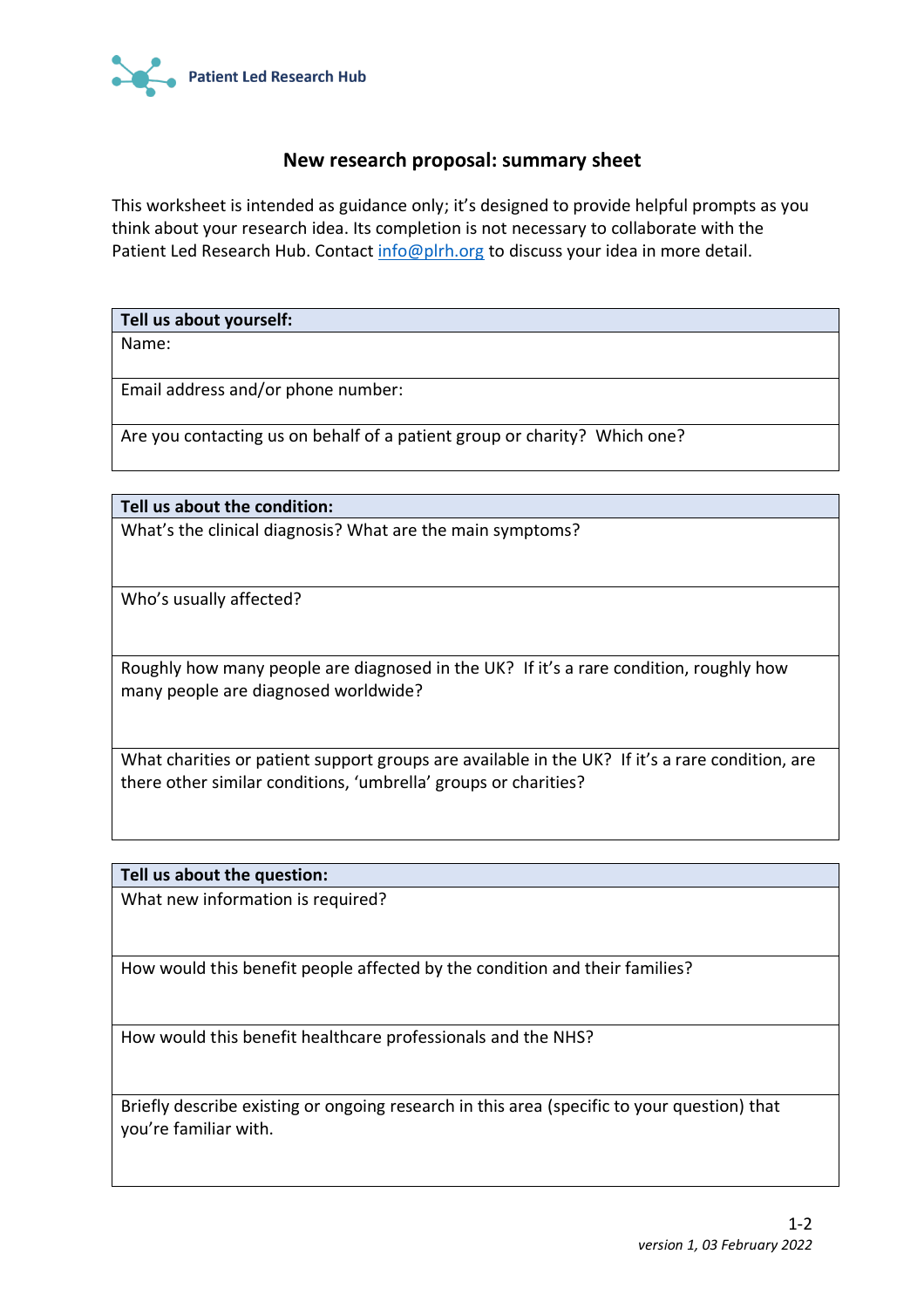Patient Led Research Hub

# New research proposal: summary sheet

This worksheet is intended as guidance only; it's designed to provide helpful prompts as you think about your research idea. Its completion is not necessary to collaborate with the Patient Led Research Hub. Contact info@plrh.org to discuss your idea in more detail.

| **Tell us about yourself:** |
|---|
| Name: |
| Email address and/or phone number: |
| Are you contacting us on behalf of a patient group or charity? Which one? |

| **Tell us about the condition:** |
|---|
| What's the clinical diagnosis? What are the main symptoms? |
| Who's usually affected? |
| Roughly how many people are diagnosed in the UK? If it's a rare condition, roughly how many people are diagnosed worldwide? |
| What charities or patient support groups are available in the UK? If it's a rare condition, are there other similar conditions, 'umbrella' groups or charities? |

| **Tell us about the question:** |
|---|
| What new information is required? |
| How would this benefit people affected by the condition and their families? |
| How would this benefit healthcare professionals and the NHS? |
| Briefly describe existing or ongoing research in this area (specific to your question) that you're familiar with. |

*version 1, 03 February 2022*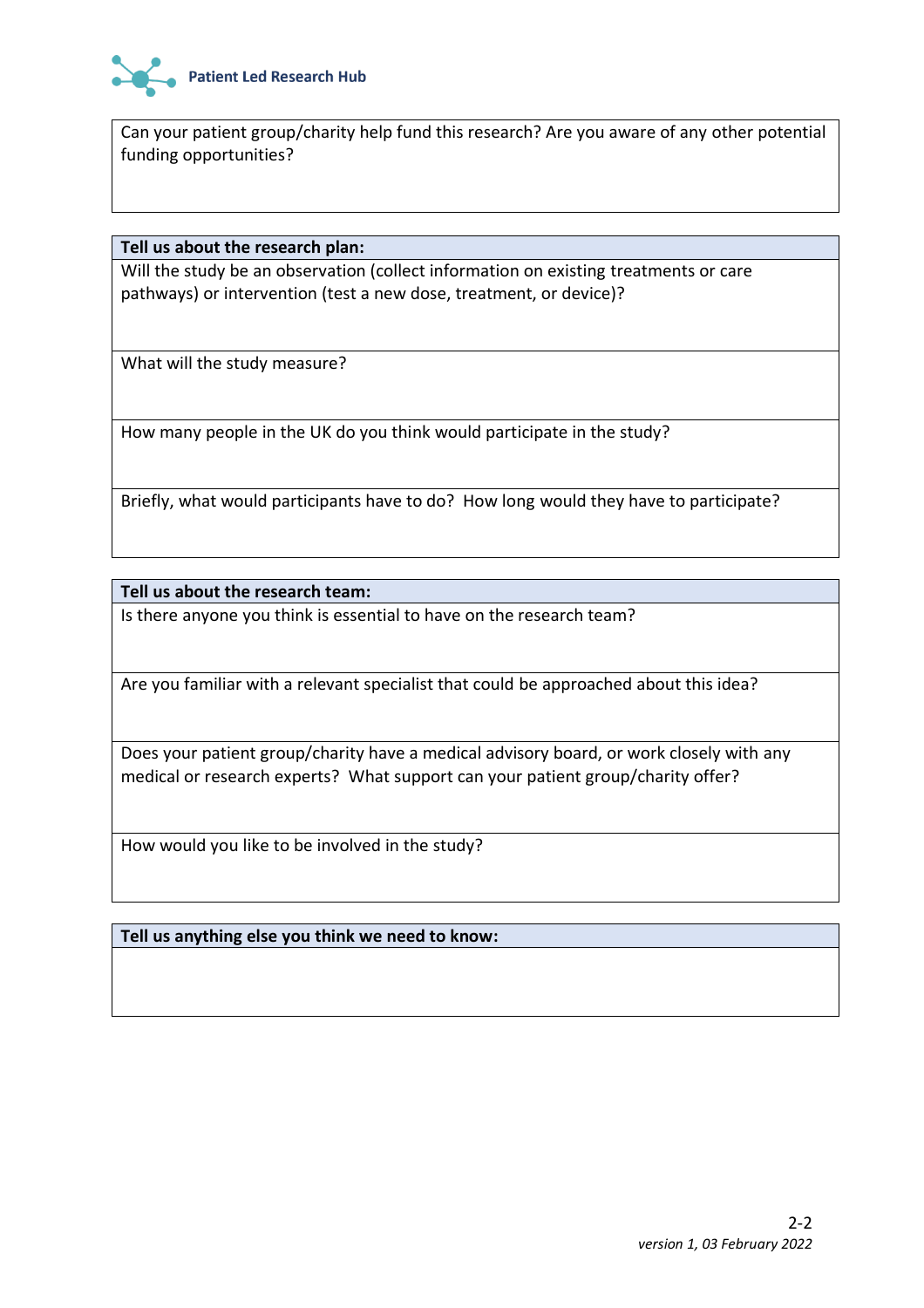Can your patient group/charity help fund this research? Are you aware of any other potential funding opportunities?

| **Tell us about the research plan:** |
|---|
| Will the study be an observation (collect information on existing treatments or care pathways) or intervention (test a new dose, treatment, or device)? |
| What will the study measure? |
| How many people in the UK do you think would participate in the study? |
| Briefly, what would participants have to do? How long would they have to participate? |

| **Tell us about the research team:** |
|---|
| Is there anyone you think is essential to have on the research team? |
| Are you familiar with a relevant specialist that could be approached about this idea? |
| Does your patient group/charity have a medical advisory board, or work closely with any medical or research experts? What support can your patient group/charity offer? |
| How would you like to be involved in the study? |

| **Tell us anything else you think we need to know:** |
|---|
| |

*version 1, 03 February 2022*